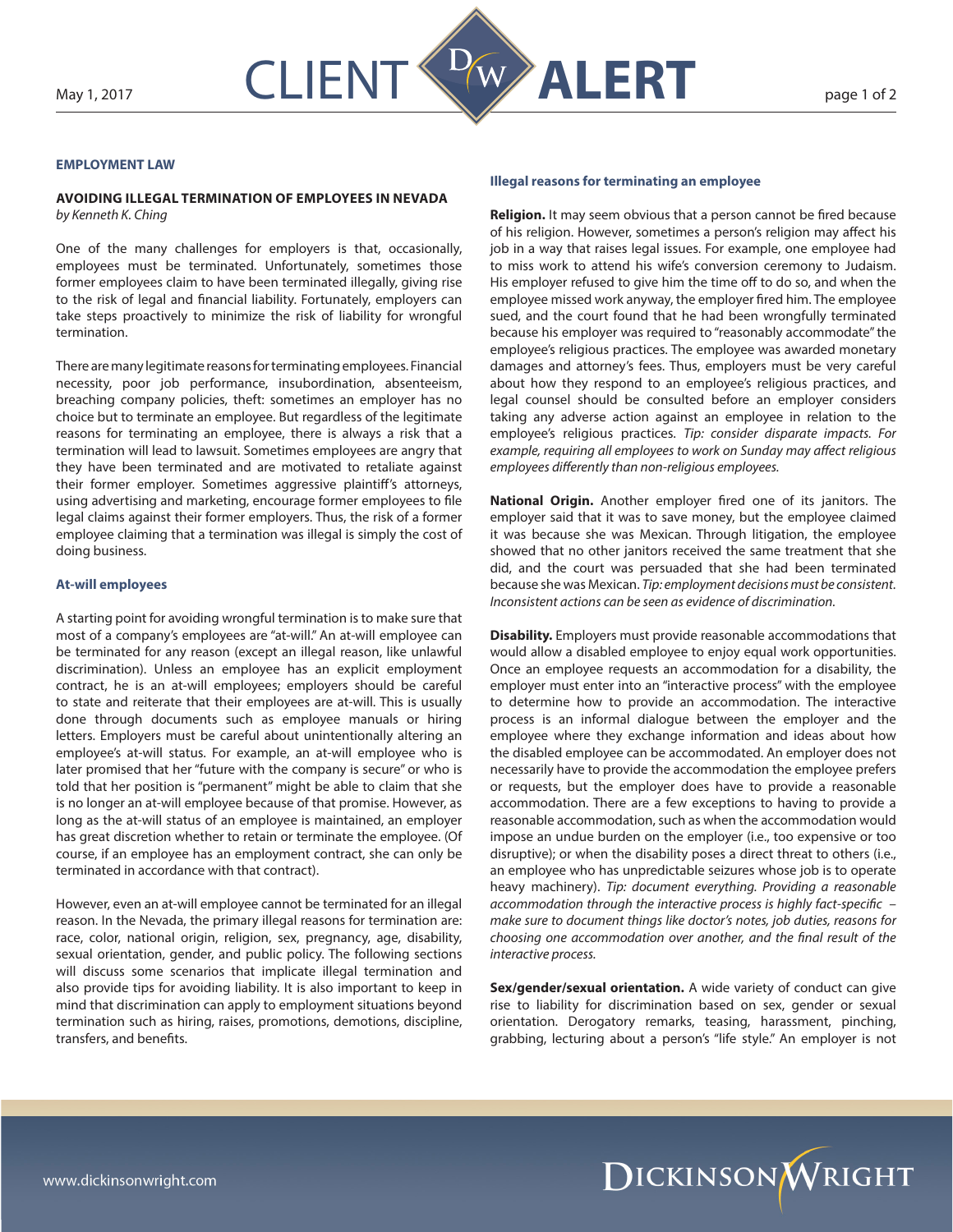**EMPLOYMENT LAW**

## AVOIDING ILLEGAL TERMINATION OF EMPLOYEES IN NEVADA

*by Kenneth K. Ching*

One of the many challenges for employers is that, occasionally, employees must be terminated. Unfortunately, sometimes those former employees claim to have been terminated illegally, giving rise to the risk of legal and financial liability. Fortunately, employers can take steps proactively to minimize the risk of liability for wrongful termination.

There are many legitimate reasons for terminating employees. Financial necessity, poor job performance, insubordination, absenteeism, breaching company policies, theft: sometimes an employer has no choice but to terminate an employee. But regardless of the legitimate reasons for terminating an employee, there is always a risk that a termination will lead to lawsuit. Sometimes employees are angry that they have been terminated and are motivated to retaliate against their former employer. Sometimes aggressive plaintiff's attorneys, using advertising and marketing, encourage former employees to file legal claims against their former employers. Thus, the risk of a former employee claiming that a termination was illegal is simply the cost of doing business.

### At-will employees

A starting point for avoiding wrongful termination is to make sure that most of a company's employees are "at-will." An at-will employee can be terminated for any reason (except an illegal reason, like unlawful discrimination). Unless an employee has an explicit employment contract, he is an at-will employees; employers should be careful to state and reiterate that their employees are at-will. This is usually done through documents such as employee manuals or hiring letters. Employers must be careful about unintentionally altering an employee's at-will status. For example, an at-will employee who is later promised that her "future with the company is secure" or who is told that her position is "permanent" might be able to claim that she is no longer an at-will employee because of that promise. However, as long as the at-will status of an employee is maintained, an employer has great discretion whether to retain or terminate the employee. (Of course, if an employee has an employment contract, she can only be terminated in accordance with that contract).

However, even an at-will employee cannot be terminated for an illegal reason. In the Nevada, the primary illegal reasons for termination are: race, color, national origin, religion, sex, pregnancy, age, disability, sexual orientation, gender, and public policy. The following sections will discuss some scenarios that implicate illegal termination and also provide tips for avoiding liability. It is also important to keep in mind that discrimination can apply to employment situations beyond termination such as hiring, raises, promotions, demotions, discipline, transfers, and benefits.

### Illegal reasons for terminating an employee

**Religion.** It may seem obvious that a person cannot be fired because of his religion. However, sometimes a person's religion may affect his job in a way that raises legal issues. For example, one employee had to miss work to attend his wife's conversion ceremony to Judaism. His employer refused to give him the time off to do so, and when the employee missed work anyway, the employer fired him. The employee sued, and the court found that he had been wrongfully terminated because his employer was required to "reasonably accommodate" the employee's religious practices. The employee was awarded monetary damages and attorney's fees. Thus, employers must be very careful about how they respond to an employee's religious practices, and legal counsel should be consulted before an employer considers taking any adverse action against an employee in relation to the employee's religious practices. *Tip: consider disparate impacts. For example, requiring all employees to work on Sunday may affect religious employees differently than non-religious employees.*

**National Origin.** Another employer fired one of its janitors. The employer said that it was to save money, but the employee claimed it was because she was Mexican. Through litigation, the employee showed that no other janitors received the same treatment that she did, and the court was persuaded that she had been terminated because she was Mexican. *Tip: employment decisions must be consistent. Inconsistent actions can be seen as evidence of discrimination.*

**Disability.** Employers must provide reasonable accommodations that would allow a disabled employee to enjoy equal work opportunities. Once an employee requests an accommodation for a disability, the employer must enter into an "interactive process" with the employee to determine how to provide an accommodation. The interactive process is an informal dialogue between the employer and the employee where they exchange information and ideas about how the disabled employee can be accommodated. An employer does not necessarily have to provide the accommodation the employee prefers or requests, but the employer does have to provide a reasonable accommodation. There are a few exceptions to having to provide a reasonable accommodation, such as when the accommodation would impose an undue burden on the employer (i.e., too expensive or too disruptive); or when the disability poses a direct threat to others (i.e., an employee who has unpredictable seizures whose job is to operate heavy machinery). *Tip: document everything. Providing a reasonable accommodation through the interactive process is highly fact-specific – make sure to document things like doctor's notes, job duties, reasons for choosing one accommodation over another, and the final result of the interactive process.*

**Sex/gender/sexual orientation.** A wide variety of conduct can give rise to liability for discrimination based on sex, gender or sexual orientation. Derogatory remarks, teasing, harassment, pinching, grabbing, lecturing about a person's "life style." An employer is not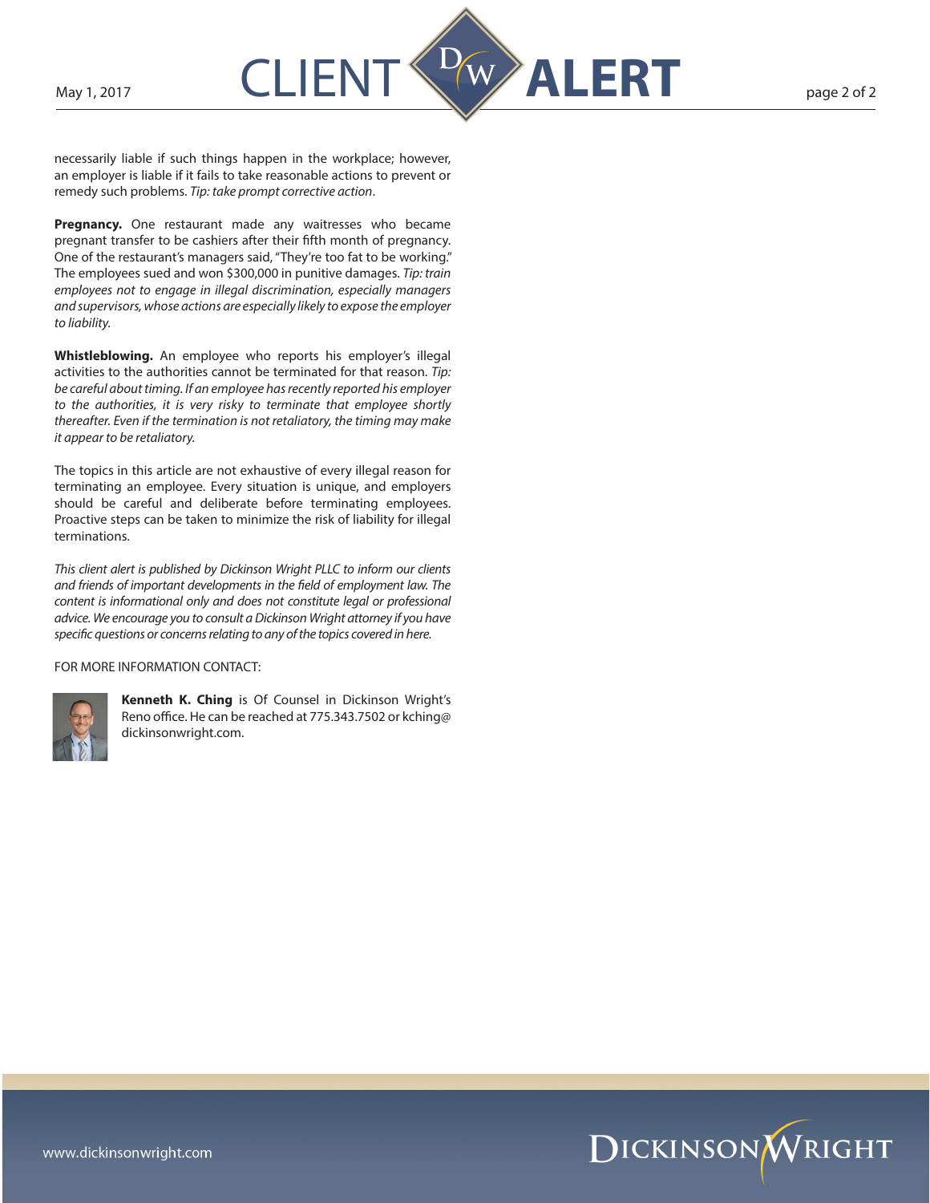necessarily liable if such things happen in the workplace; however, an employer is liable if it fails to take reasonable actions to prevent or remedy such problems. *Tip: take prompt corrective action*.

**Pregnancy.** One restaurant made any waitresses who became pregnant transfer to be cashiers after their fifth month of pregnancy. One of the restaurant's managers said, "They're too fat to be working." The employees sued and won $300,000 in punitive damages. *Tip: train employees not to engage in illegal discrimination, especially managers and supervisors, whose actions are especially likely to expose the employer to liability.*

**Whistleblowing.** An employee who reports his employer's illegal activities to the authorities cannot be terminated for that reason. *Tip: be careful about timing. If an employee has recently reported his employer to the authorities, it is very risky to terminate that employee shortly thereafter. Even if the termination is not retaliatory, the timing may make it appear to be retaliatory.*

The topics in this article are not exhaustive of every illegal reason for terminating an employee. Every situation is unique, and employers should be careful and deliberate before terminating employees. Proactive steps can be taken to minimize the risk of liability for illegal terminations.

*This client alert is published by Dickinson Wright PLLC to inform our clients and friends of important developments in the field of employment law. The content is informational only and does not constitute legal or professional advice. We encourage you to consult a Dickinson Wright attorney if you have specific questions or concerns relating to any of the topics covered in here.*

FOR MORE INFORMATION CONTACT:

**Kenneth K. Ching** is Of Counsel in Dickinson Wright's Reno office. He can be reached at 775.343.7502 or kching@dickinsonwright.com.